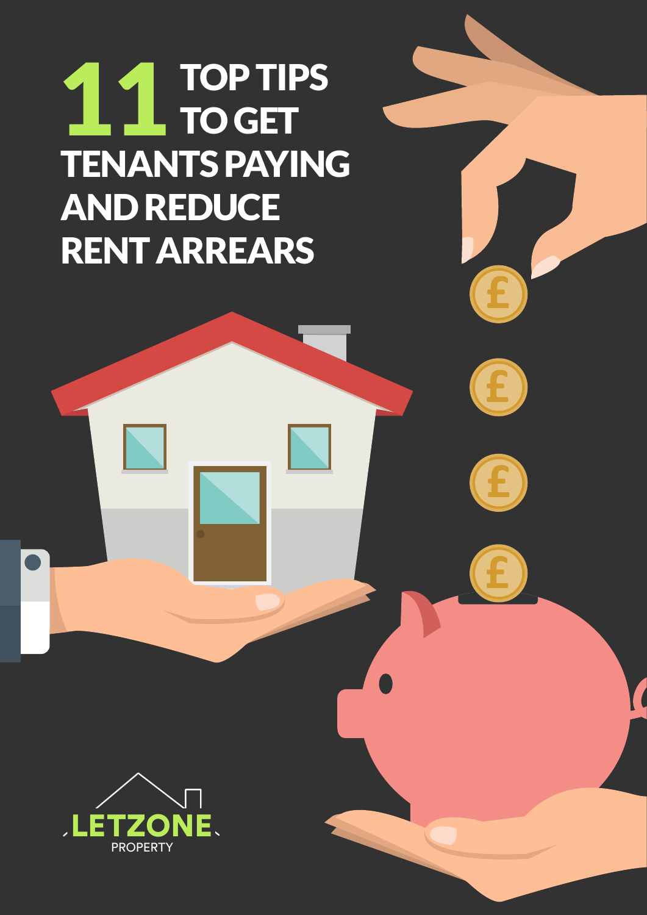# 11 TOP TIPS TO GET TENANTS PAYING AND REDUCE RENT ARREARS

LETZONE PROPERTY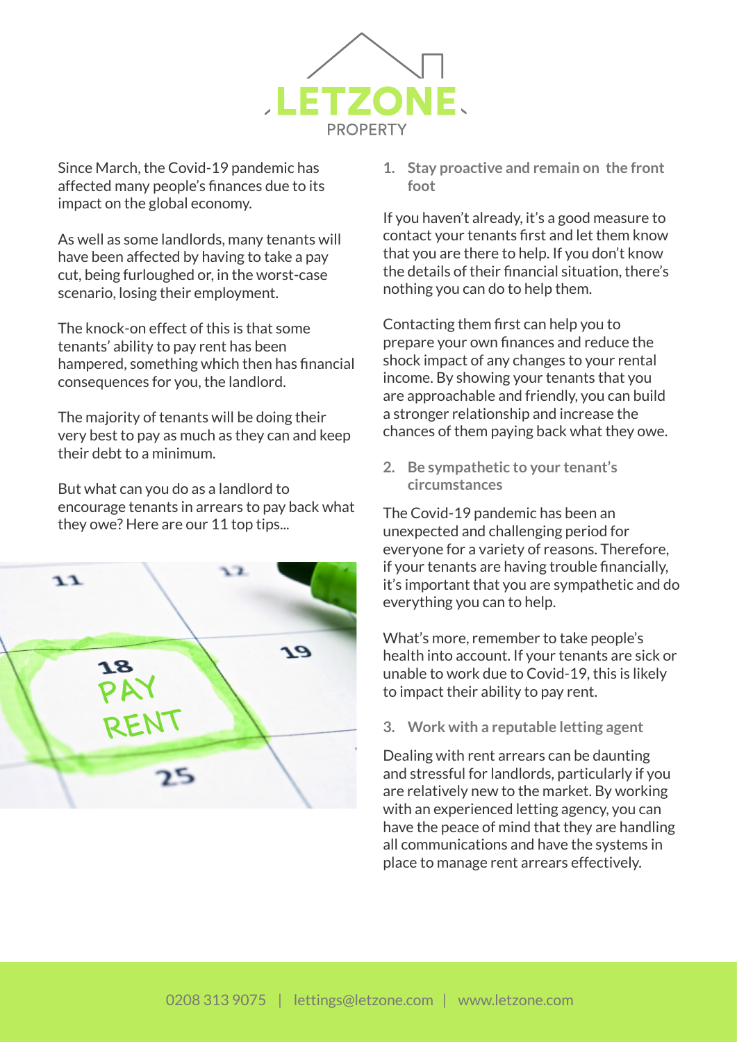Since March, the Covid-19 pandemic has affected many people's finances due to its impact on the global economy.

As well as some landlords, many tenants will have been affected by having to take a pay cut, being furloughed or, in the worst-case scenario, losing their employment.

The knock-on effect of this is that some tenants' ability to pay rent has been hampered, something which then has financial consequences for you, the landlord.

The majority of tenants will be doing their very best to pay as much as they can and keep their debt to a minimum.

But what can you do as a landlord to encourage tenants in arrears to pay back what they owe? Here are our 11 top tips...

### 1. Stay proactive and remain on the front foot

If you haven't already, it's a good measure to contact your tenants first and let them know that you are there to help. If you don't know the details of their financial situation, there's nothing you can do to help them.

Contacting them first can help you to prepare your own finances and reduce the shock impact of any changes to your rental income. By showing your tenants that you are approachable and friendly, you can build a stronger relationship and increase the chances of them paying back what they owe.

### 2. Be sympathetic to your tenant's circumstances

The Covid-19 pandemic has been an unexpected and challenging period for everyone for a variety of reasons. Therefore, if your tenants are having trouble financially, it's important that you are sympathetic and do everything you can to help.

What's more, remember to take people's health into account. If your tenants are sick or unable to work due to Covid-19, this is likely to impact their ability to pay rent.

### 3. Work with a reputable letting agent

Dealing with rent arrears can be daunting and stressful for landlords, particularly if you are relatively new to the market. By working with an experienced letting agency, you can have the peace of mind that they are handling all communications and have the systems in place to manage rent arrears effectively.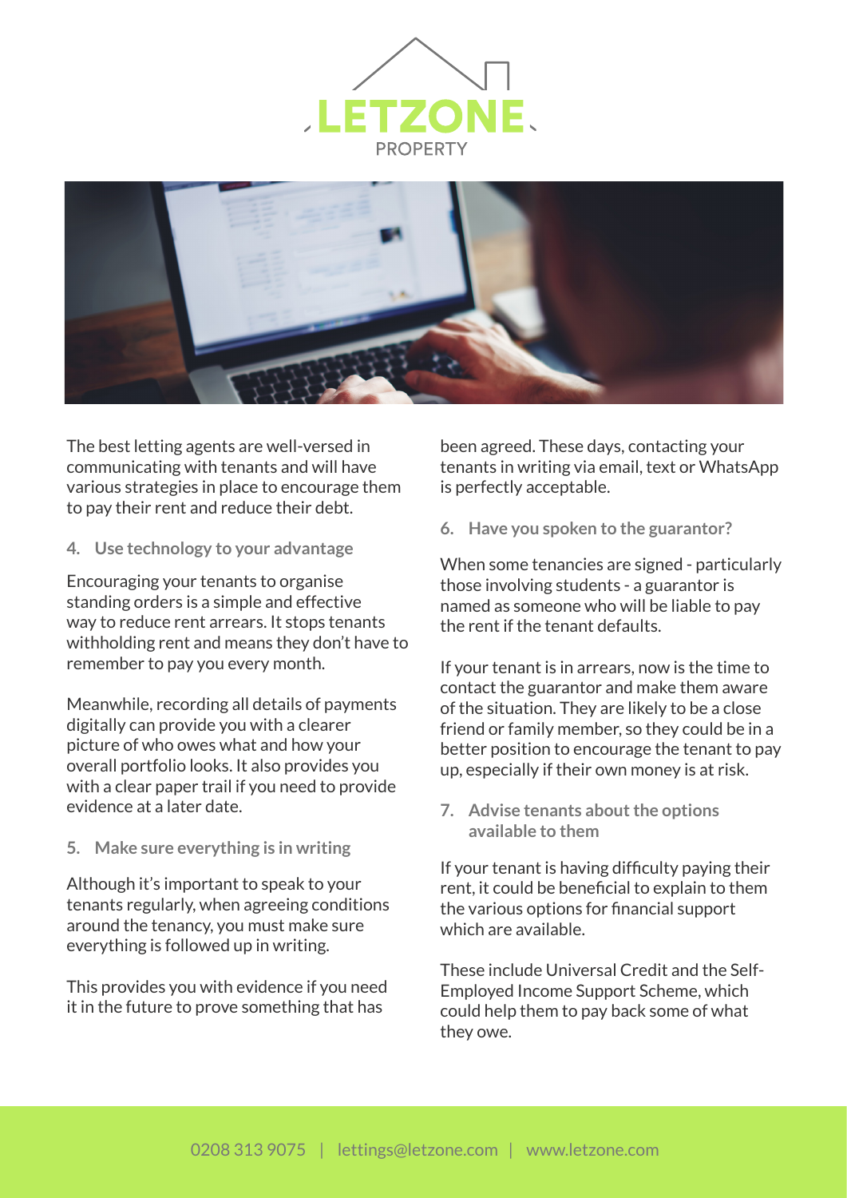The best letting agents are well-versed in communicating with tenants and will have various strategies in place to encourage them to pay their rent and reduce their debt.

### 4. Use technology to your advantage

Encouraging your tenants to organise standing orders is a simple and effective way to reduce rent arrears. It stops tenants withholding rent and means they don't have to remember to pay you every month.

Meanwhile, recording all details of payments digitally can provide you with a clearer picture of who owes what and how your overall portfolio looks. It also provides you with a clear paper trail if you need to provide evidence at a later date.

### 5. Make sure everything is in writing

Although it's important to speak to your tenants regularly, when agreeing conditions around the tenancy, you must make sure everything is followed up in writing.

This provides you with evidence if you need it in the future to prove something that has been agreed. These days, contacting your tenants in writing via email, text or WhatsApp is perfectly acceptable.

### 6. Have you spoken to the guarantor?

When some tenancies are signed - particularly those involving students - a guarantor is named as someone who will be liable to pay the rent if the tenant defaults.

If your tenant is in arrears, now is the time to contact the guarantor and make them aware of the situation. They are likely to be a close friend or family member, so they could be in a better position to encourage the tenant to pay up, especially if their own money is at risk.

### 7. Advise tenants about the options available to them

If your tenant is having difficulty paying their rent, it could be beneficial to explain to them the various options for financial support which are available.

These include Universal Credit and the Self-Employed Income Support Scheme, which could help them to pay back some of what they owe.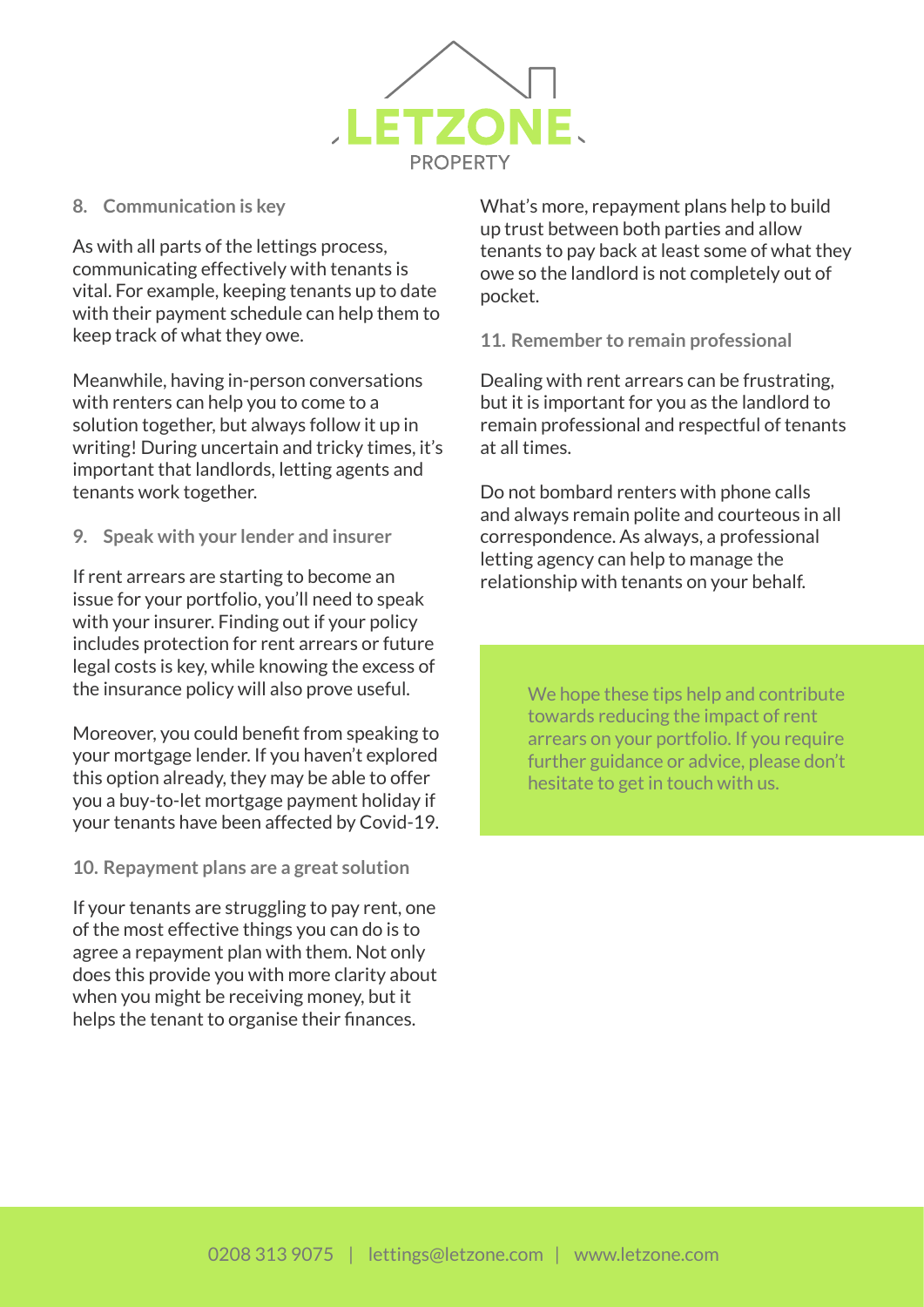LETZONE PROPERTY

### 8. Communication is key

As with all parts of the lettings process, communicating effectively with tenants is vital. For example, keeping tenants up to date with their payment schedule can help them to keep track of what they owe.

Meanwhile, having in-person conversations with renters can help you to come to a solution together, but always follow it up in writing! During uncertain and tricky times, it's important that landlords, letting agents and tenants work together.

### 9. Speak with your lender and insurer

If rent arrears are starting to become an issue for your portfolio, you'll need to speak with your insurer. Finding out if your policy includes protection for rent arrears or future legal costs is key, while knowing the excess of the insurance policy will also prove useful.

Moreover, you could benefit from speaking to your mortgage lender. If you haven't explored this option already, they may be able to offer you a buy-to-let mortgage payment holiday if your tenants have been affected by Covid-19.

### 10. Repayment plans are a great solution

If your tenants are struggling to pay rent, one of the most effective things you can do is to agree a repayment plan with them. Not only does this provide you with more clarity about when you might be receiving money, but it helps the tenant to organise their finances.

What's more, repayment plans help to build up trust between both parties and allow tenants to pay back at least some of what they owe so the landlord is not completely out of pocket.

### 11. Remember to remain professional

Dealing with rent arrears can be frustrating, but it is important for you as the landlord to remain professional and respectful of tenants at all times.

Do not bombard renters with phone calls and always remain polite and courteous in all correspondence. As always, a professional letting agency can help to manage the relationship with tenants on your behalf.

We hope these tips help and contribute towards reducing the impact of rent arrears on your portfolio. If you require further guidance or advice, please don't hesitate to get in touch with us.

0208 313 9075 | lettings@letzone.com | www.letzone.com